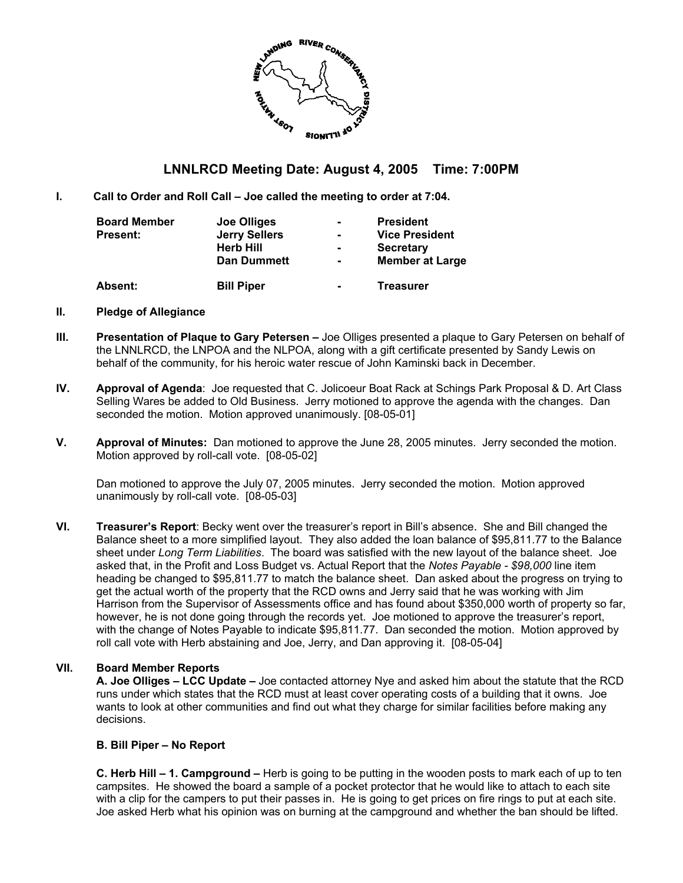# LNNLRCD Meeting Date: August 4, 2005 Time: 7:00PM

**I. Call to Order and Roll Call – Joe called the meeting to order at 7:04.**

| | | | |
|---|---|---|---|
| **Board Member Present:** | **Joe Olliges** | **-** | **President** |
| | **Jerry Sellers** | **-** | **Vice President** |
| | **Herb Hill** | **-** | **Secretary** |
| | **Dan Dummett** | **-** | **Member at Large** |
| **Absent:** | **Bill Piper** | **-** | **Treasurer** |

**II. Pledge of Allegiance**

**III. Presentation of Plaque to Gary Petersen –** Joe Olliges presented a plaque to Gary Petersen on behalf of the LNNLRCD, the LNPOA and the NLPOA, along with a gift certificate presented by Sandy Lewis on behalf of the community, for his heroic water rescue of John Kaminski back in December.

**IV. Approval of Agenda**: Joe requested that C. Jolicoeur Boat Rack at Schings Park Proposal & D. Art Class Selling Wares be added to Old Business. Jerry motioned to approve the agenda with the changes. Dan seconded the motion. Motion approved unanimously. [08-05-01]

**V. Approval of Minutes:** Dan motioned to approve the June 28, 2005 minutes. Jerry seconded the motion. Motion approved by roll-call vote. [08-05-02]

Dan motioned to approve the July 07, 2005 minutes. Jerry seconded the motion. Motion approved unanimously by roll-call vote. [08-05-03]

**VI. Treasurer's Report**: Becky went over the treasurer's report in Bill's absence. She and Bill changed the Balance sheet to a more simplified layout. They also added the loan balance of $95,811.77 to the Balance sheet under *Long Term Liabilities*. The board was satisfied with the new layout of the balance sheet. Joe asked that, in the Profit and Loss Budget vs. Actual Report that the *Notes Payable - $98,000* line item heading be changed to $95,811.77 to match the balance sheet. Dan asked about the progress on trying to get the actual worth of the property that the RCD owns and Jerry said that he was working with Jim Harrison from the Supervisor of Assessments office and has found about $350,000 worth of property so far, however, he is not done going through the records yet. Joe motioned to approve the treasurer's report, with the change of Notes Payable to indicate $95,811.77. Dan seconded the motion. Motion approved by roll call vote with Herb abstaining and Joe, Jerry, and Dan approving it. [08-05-04]

**VII. Board Member Reports**

**A. Joe Olliges – LCC Update –** Joe contacted attorney Nye and asked him about the statute that the RCD runs under which states that the RCD must at least cover operating costs of a building that it owns. Joe wants to look at other communities and find out what they charge for similar facilities before making any decisions.

**B. Bill Piper – No Report**

**C. Herb Hill – 1. Campground –** Herb is going to be putting in the wooden posts to mark each of up to ten campsites. He showed the board a sample of a pocket protector that he would like to attach to each site with a clip for the campers to put their passes in. He is going to get prices on fire rings to put at each site. Joe asked Herb what his opinion was on burning at the campground and whether the ban should be lifted.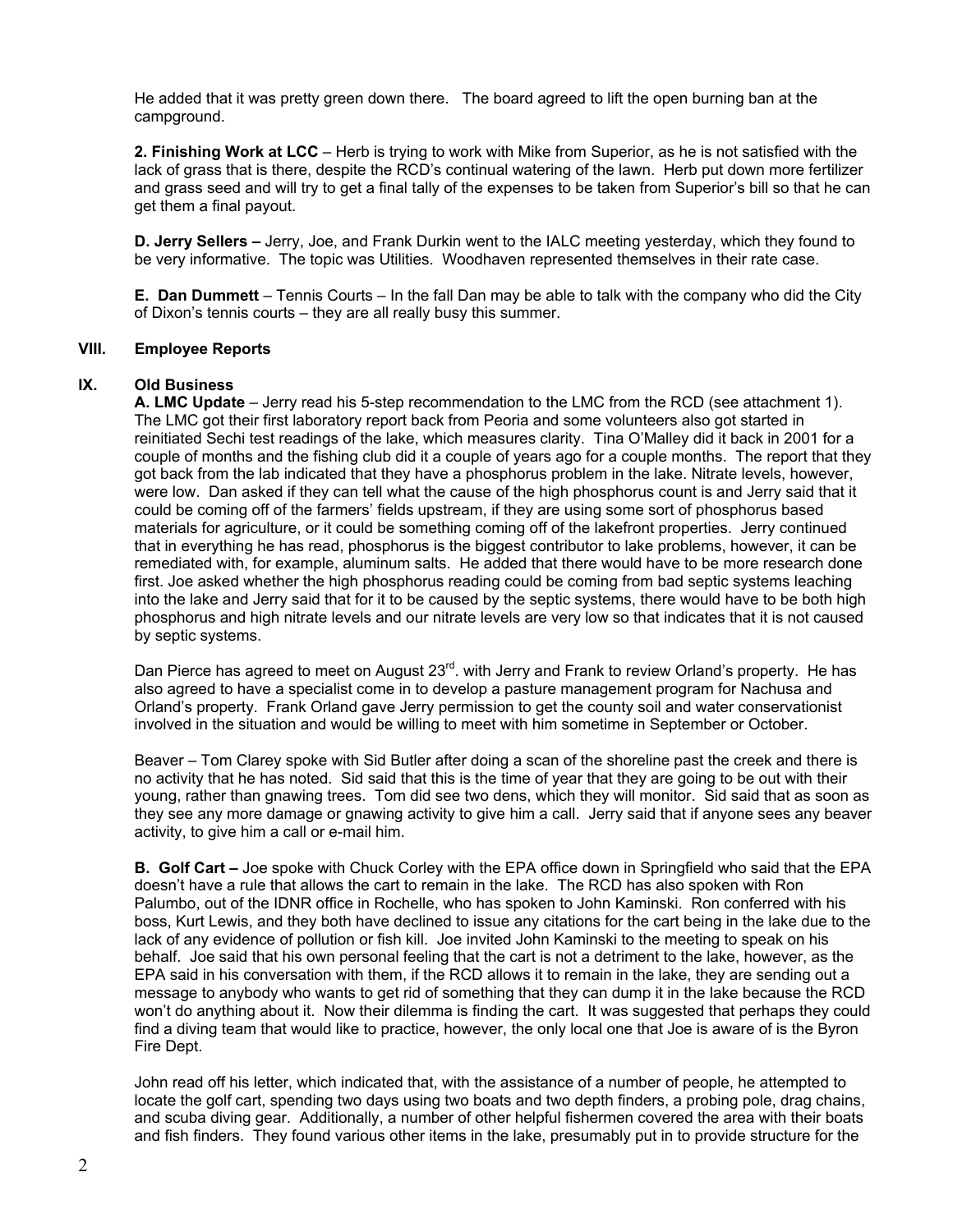He added that it was pretty green down there. The board agreed to lift the open burning ban at the campground.

**2. Finishing Work at LCC** – Herb is trying to work with Mike from Superior, as he is not satisfied with the lack of grass that is there, despite the RCD's continual watering of the lawn. Herb put down more fertilizer and grass seed and will try to get a final tally of the expenses to be taken from Superior's bill so that he can get them a final payout.

**D. Jerry Sellers –** Jerry, Joe, and Frank Durkin went to the IALC meeting yesterday, which they found to be very informative. The topic was Utilities. Woodhaven represented themselves in their rate case.

**E. Dan Dummett** – Tennis Courts – In the fall Dan may be able to talk with the company who did the City of Dixon's tennis courts – they are all really busy this summer.

## VIII. Employee Reports

## IX. Old Business

**A. LMC Update** – Jerry read his 5-step recommendation to the LMC from the RCD (see attachment 1). The LMC got their first laboratory report back from Peoria and some volunteers also got started in reinitiated Sechi test readings of the lake, which measures clarity. Tina O'Malley did it back in 2001 for a couple of months and the fishing club did it a couple of years ago for a couple months. The report that they got back from the lab indicated that they have a phosphorus problem in the lake. Nitrate levels, however, were low. Dan asked if they can tell what the cause of the high phosphorus count is and Jerry said that it could be coming off of the farmers' fields upstream, if they are using some sort of phosphorus based materials for agriculture, or it could be something coming off of the lakefront properties. Jerry continued that in everything he has read, phosphorus is the biggest contributor to lake problems, however, it can be remediated with, for example, aluminum salts. He added that there would have to be more research done first. Joe asked whether the high phosphorus reading could be coming from bad septic systems leaching into the lake and Jerry said that for it to be caused by the septic systems, there would have to be both high phosphorus and high nitrate levels and our nitrate levels are very low so that indicates that it is not caused by septic systems.

Dan Pierce has agreed to meet on August 23rd. with Jerry and Frank to review Orland's property. He has also agreed to have a specialist come in to develop a pasture management program for Nachusa and Orland's property. Frank Orland gave Jerry permission to get the county soil and water conservationist involved in the situation and would be willing to meet with him sometime in September or October.

Beaver – Tom Clarey spoke with Sid Butler after doing a scan of the shoreline past the creek and there is no activity that he has noted. Sid said that this is the time of year that they are going to be out with their young, rather than gnawing trees. Tom did see two dens, which they will monitor. Sid said that as soon as they see any more damage or gnawing activity to give him a call. Jerry said that if anyone sees any beaver activity, to give him a call or e-mail him.

**B. Golf Cart –** Joe spoke with Chuck Corley with the EPA office down in Springfield who said that the EPA doesn't have a rule that allows the cart to remain in the lake. The RCD has also spoken with Ron Palumbo, out of the IDNR office in Rochelle, who has spoken to John Kaminski. Ron conferred with his boss, Kurt Lewis, and they both have declined to issue any citations for the cart being in the lake due to the lack of any evidence of pollution or fish kill. Joe invited John Kaminski to the meeting to speak on his behalf. Joe said that his own personal feeling that the cart is not a detriment to the lake, however, as the EPA said in his conversation with them, if the RCD allows it to remain in the lake, they are sending out a message to anybody who wants to get rid of something that they can dump it in the lake because the RCD won't do anything about it. Now their dilemma is finding the cart. It was suggested that perhaps they could find a diving team that would like to practice, however, the only local one that Joe is aware of is the Byron Fire Dept.

John read off his letter, which indicated that, with the assistance of a number of people, he attempted to locate the golf cart, spending two days using two boats and two depth finders, a probing pole, drag chains, and scuba diving gear. Additionally, a number of other helpful fishermen covered the area with their boats and fish finders. They found various other items in the lake, presumably put in to provide structure for the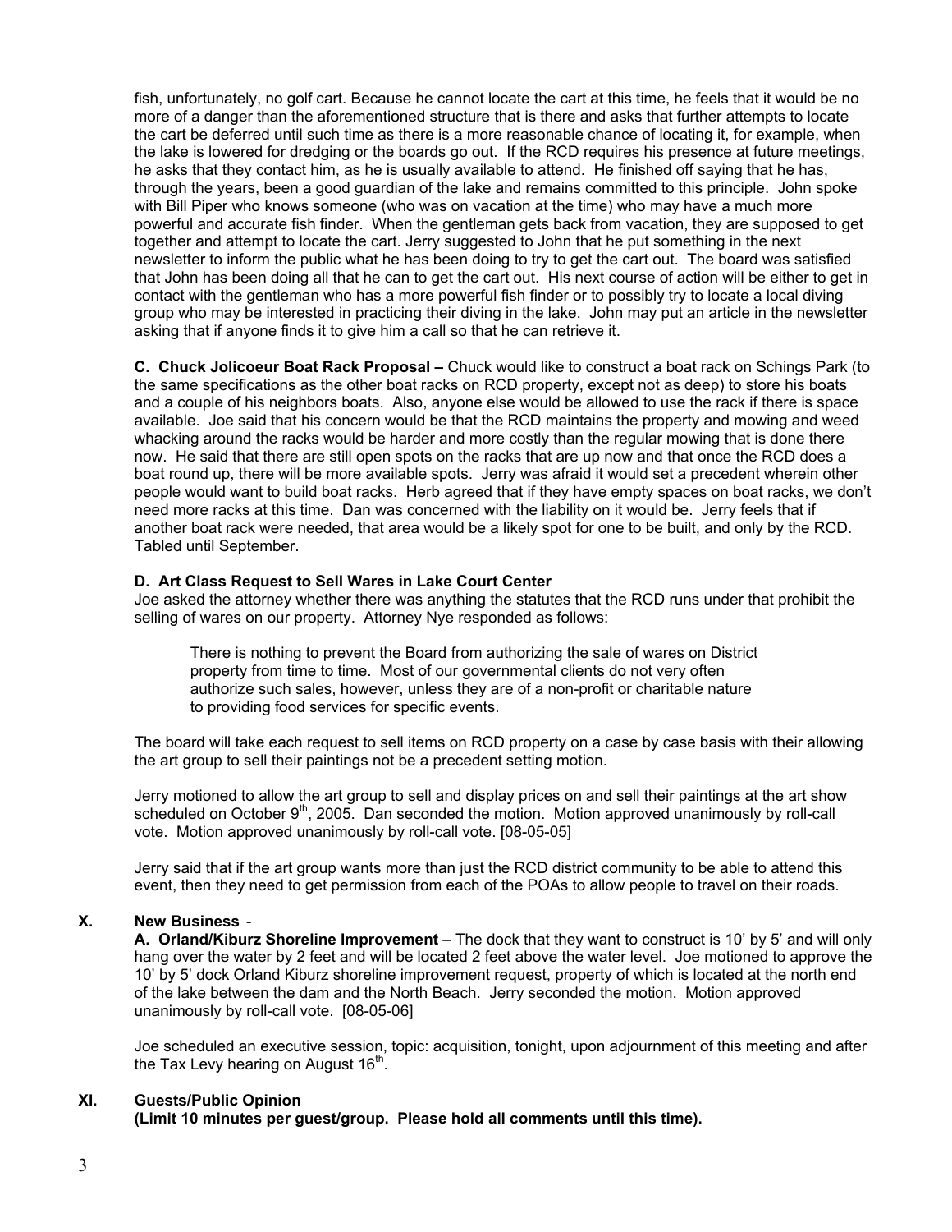fish, unfortunately, no golf cart. Because he cannot locate the cart at this time, he feels that it would be no more of a danger than the aforementioned structure that is there and asks that further attempts to locate the cart be deferred until such time as there is a more reasonable chance of locating it, for example, when the lake is lowered for dredging or the boards go out. If the RCD requires his presence at future meetings, he asks that they contact him, as he is usually available to attend. He finished off saying that he has, through the years, been a good guardian of the lake and remains committed to this principle. John spoke with Bill Piper who knows someone (who was on vacation at the time) who may have a much more powerful and accurate fish finder. When the gentleman gets back from vacation, they are supposed to get together and attempt to locate the cart. Jerry suggested to John that he put something in the next newsletter to inform the public what he has been doing to try to get the cart out. The board was satisfied that John has been doing all that he can to get the cart out. His next course of action will be either to get in contact with the gentleman who has a more powerful fish finder or to possibly try to locate a local diving group who may be interested in practicing their diving in the lake. John may put an article in the newsletter asking that if anyone finds it to give him a call so that he can retrieve it.

**C. Chuck Jolicoeur Boat Rack Proposal –** Chuck would like to construct a boat rack on Schings Park (to the same specifications as the other boat racks on RCD property, except not as deep) to store his boats and a couple of his neighbors boats. Also, anyone else would be allowed to use the rack if there is space available. Joe said that his concern would be that the RCD maintains the property and mowing and weed whacking around the racks would be harder and more costly than the regular mowing that is done there now. He said that there are still open spots on the racks that are up now and that once the RCD does a boat round up, there will be more available spots. Jerry was afraid it would set a precedent wherein other people would want to build boat racks. Herb agreed that if they have empty spaces on boat racks, we don't need more racks at this time. Dan was concerned with the liability on it would be. Jerry feels that if another boat rack were needed, that area would be a likely spot for one to be built, and only by the RCD. Tabled until September.

**D. Art Class Request to Sell Wares in Lake Court Center**

Joe asked the attorney whether there was anything the statutes that the RCD runs under that prohibit the selling of wares on our property. Attorney Nye responded as follows:

> There is nothing to prevent the Board from authorizing the sale of wares on District property from time to time. Most of our governmental clients do not very often authorize such sales, however, unless they are of a non-profit or charitable nature to providing food services for specific events.

The board will take each request to sell items on RCD property on a case by case basis with their allowing the art group to sell their paintings not be a precedent setting motion.

Jerry motioned to allow the art group to sell and display prices on and sell their paintings at the art show scheduled on October 9th, 2005. Dan seconded the motion. Motion approved unanimously by roll-call vote. Motion approved unanimously by roll-call vote. [08-05-05]

Jerry said that if the art group wants more than just the RCD district community to be able to attend this event, then they need to get permission from each of the POAs to allow people to travel on their roads.

## X. New Business -

**A. Orland/Kiburz Shoreline Improvement** – The dock that they want to construct is 10' by 5' and will only hang over the water by 2 feet and will be located 2 feet above the water level. Joe motioned to approve the 10' by 5' dock Orland Kiburz shoreline improvement request, property of which is located at the north end of the lake between the dam and the North Beach. Jerry seconded the motion. Motion approved unanimously by roll-call vote. [08-05-06]

Joe scheduled an executive session, topic: acquisition, tonight, upon adjournment of this meeting and after the Tax Levy hearing on August 16th.

## XI. Guests/Public Opinion

**(Limit 10 minutes per guest/group. Please hold all comments until this time).**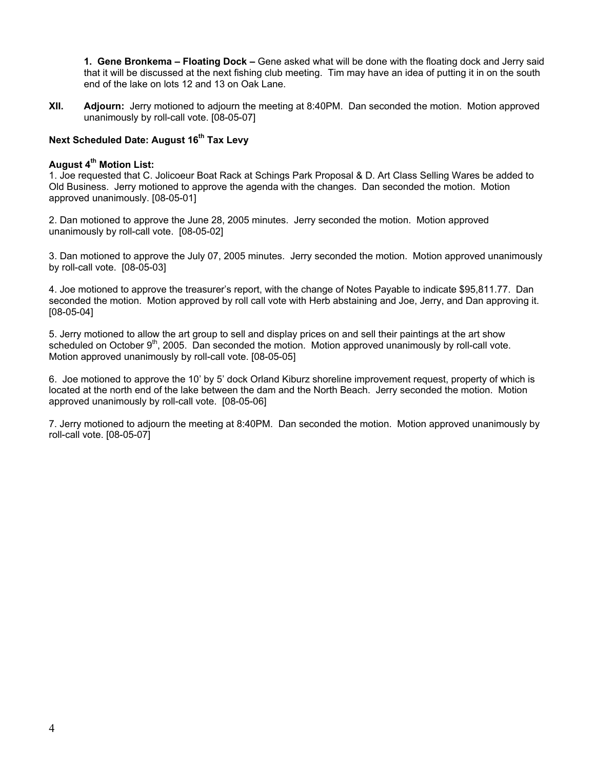**1. Gene Bronkema – Floating Dock –** Gene asked what will be done with the floating dock and Jerry said that it will be discussed at the next fishing club meeting. Tim may have an idea of putting it in on the south end of the lake on lots 12 and 13 on Oak Lane.

**XII. Adjourn:** Jerry motioned to adjourn the meeting at 8:40PM. Dan seconded the motion. Motion approved unanimously by roll-call vote. [08-05-07]

**Next Scheduled Date: August 16th Tax Levy**

**August 4th Motion List:**

1. Joe requested that C. Jolicoeur Boat Rack at Schings Park Proposal & D. Art Class Selling Wares be added to Old Business. Jerry motioned to approve the agenda with the changes. Dan seconded the motion. Motion approved unanimously. [08-05-01]

2. Dan motioned to approve the June 28, 2005 minutes. Jerry seconded the motion. Motion approved unanimously by roll-call vote. [08-05-02]

3. Dan motioned to approve the July 07, 2005 minutes. Jerry seconded the motion. Motion approved unanimously by roll-call vote. [08-05-03]

4. Joe motioned to approve the treasurer's report, with the change of Notes Payable to indicate $95,811.77. Dan seconded the motion. Motion approved by roll call vote with Herb abstaining and Joe, Jerry, and Dan approving it. [08-05-04]

5. Jerry motioned to allow the art group to sell and display prices on and sell their paintings at the art show scheduled on October 9th, 2005. Dan seconded the motion. Motion approved unanimously by roll-call vote. Motion approved unanimously by roll-call vote. [08-05-05]

6. Joe motioned to approve the 10' by 5' dock Orland Kiburz shoreline improvement request, property of which is located at the north end of the lake between the dam and the North Beach. Jerry seconded the motion. Motion approved unanimously by roll-call vote. [08-05-06]

7. Jerry motioned to adjourn the meeting at 8:40PM. Dan seconded the motion. Motion approved unanimously by roll-call vote. [08-05-07]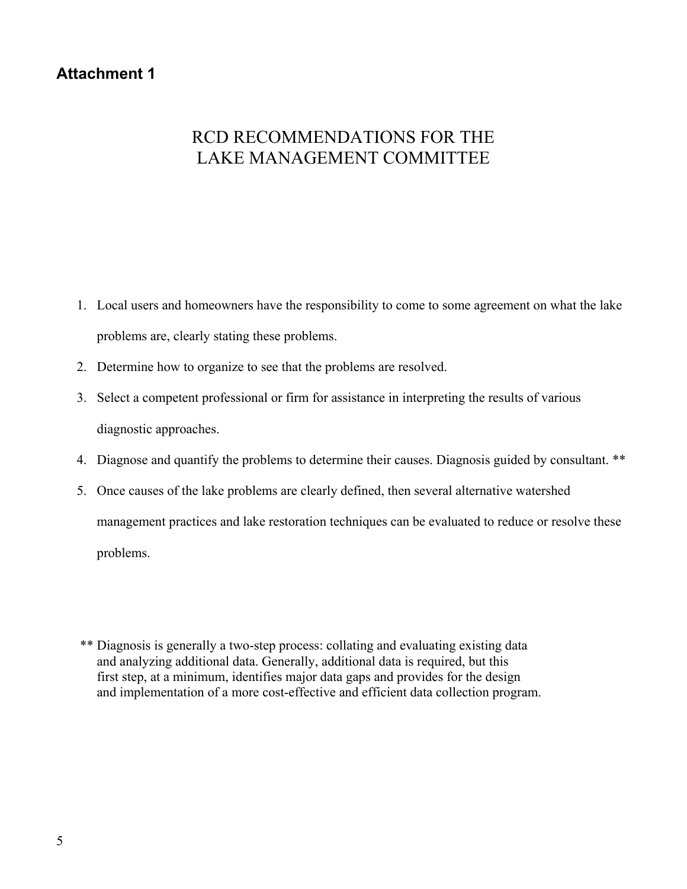## Attachment 1

# RCD RECOMMENDATIONS FOR THE LAKE MANAGEMENT COMMITTEE

1. Local users and homeowners have the responsibility to come to some agreement on what the lake problems are, clearly stating these problems.
2. Determine how to organize to see that the problems are resolved.
3. Select a competent professional or firm for assistance in interpreting the results of various diagnostic approaches.
4. Diagnose and quantify the problems to determine their causes. Diagnosis guided by consultant. **
5. Once causes of the lake problems are clearly defined, then several alternative watershed management practices and lake restoration techniques can be evaluated to reduce or resolve these problems.

** Diagnosis is generally a two-step process: collating and evaluating existing data and analyzing additional data. Generally, additional data is required, but this first step, at a minimum, identifies major data gaps and provides for the design and implementation of a more cost-effective and efficient data collection program.